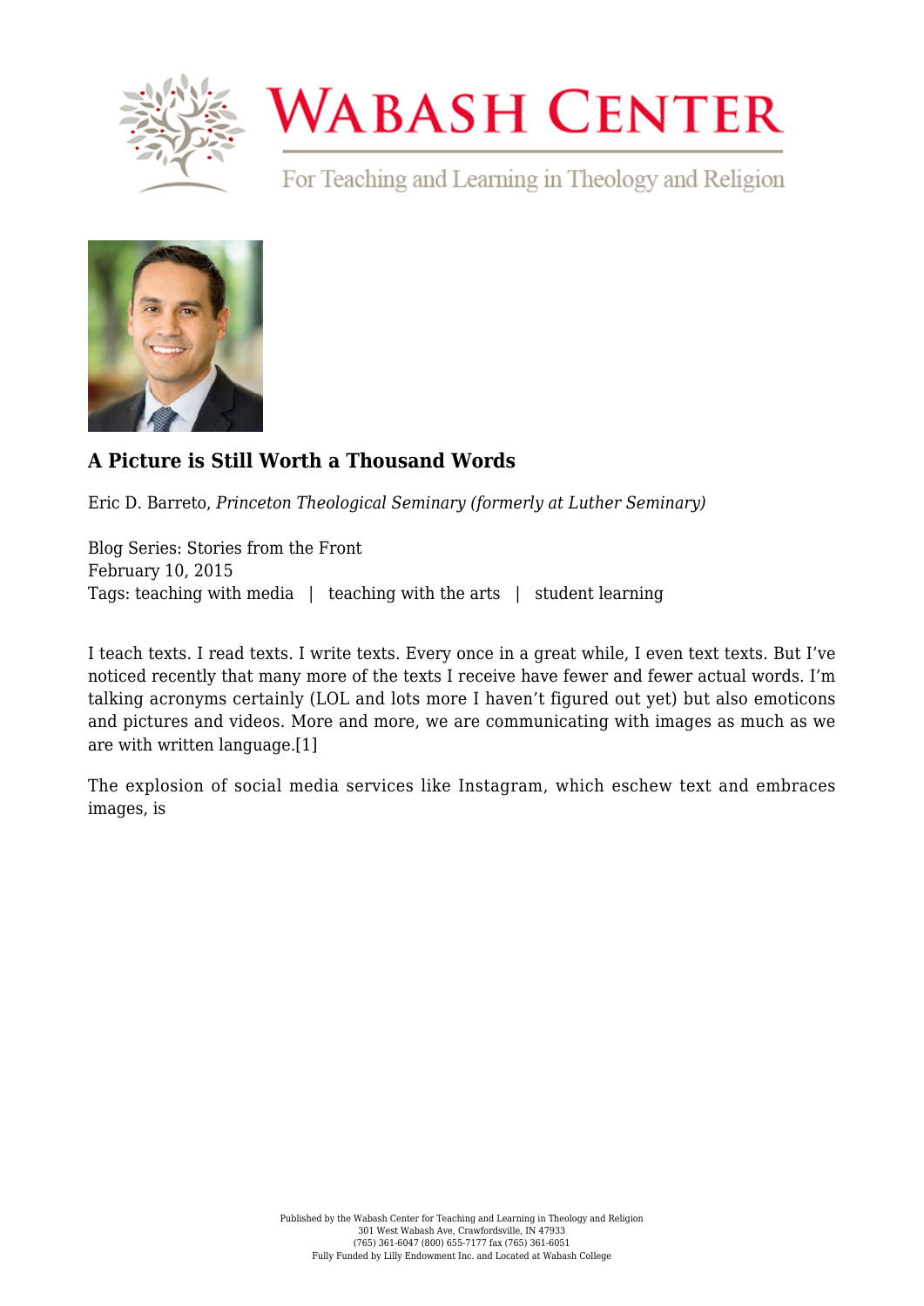# A Picture is Still Worth a Thousand Words

Eric D. Barreto, *Princeton Theological Seminary (formerly at Luther Seminary)*

Blog Series: Stories from the Front
February 10, 2015
Tags: teaching with media | teaching with the arts | student learning

I teach texts. I read texts. I write texts. Every once in a great while, I even text texts. But I've noticed recently that many more of the texts I receive have fewer and fewer actual words. I'm talking acronyms certainly (LOL and lots more I haven't figured out yet) but also emoticons and pictures and videos. More and more, we are communicating with images as much as we are with written language.[1]

The explosion of social media services like Instagram, which eschew text and embraces images, is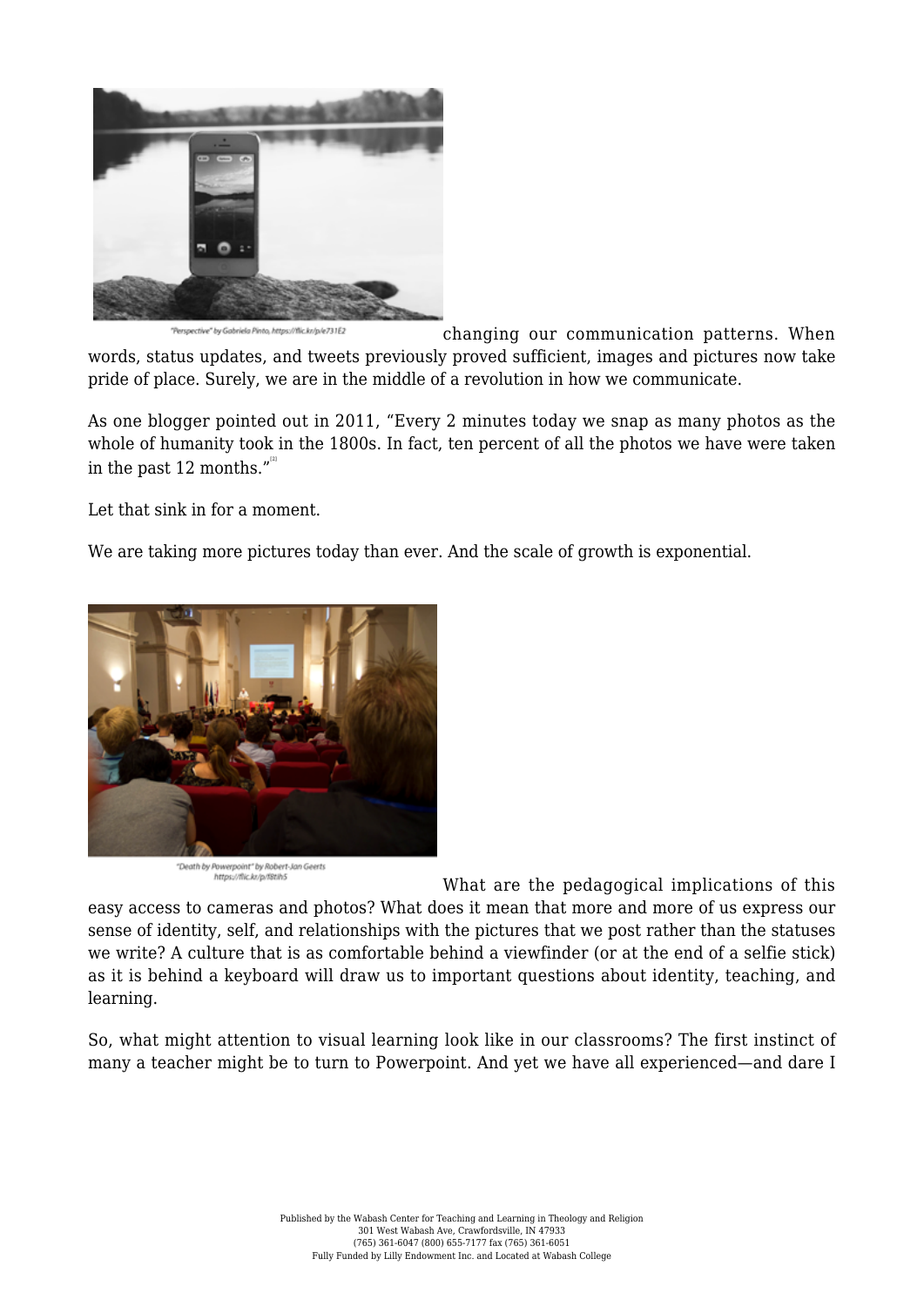"Perspective" by Gabriela Pinto, https://flic.kr/p/e731E2

changing our communication patterns. When words, status updates, and tweets previously proved sufficient, images and pictures now take pride of place. Surely, we are in the middle of a revolution in how we communicate.

As one blogger pointed out in 2011, "Every 2 minutes today we snap as many photos as the whole of humanity took in the 1800s. In fact, ten percent of all the photos we have were taken in the past 12 months."[2]

Let that sink in for a moment.

We are taking more pictures today than ever. And the scale of growth is exponential.

"Death by Powerpoint" by Robert-Jan Geerts https://flic.kr/p/f8tih5

What are the pedagogical implications of this easy access to cameras and photos? What does it mean that more and more of us express our sense of identity, self, and relationships with the pictures that we post rather than the statuses we write? A culture that is as comfortable behind a viewfinder (or at the end of a selfie stick) as it is behind a keyboard will draw us to important questions about identity, teaching, and learning.

So, what might attention to visual learning look like in our classrooms? The first instinct of many a teacher might be to turn to Powerpoint. And yet we have all experienced—and dare I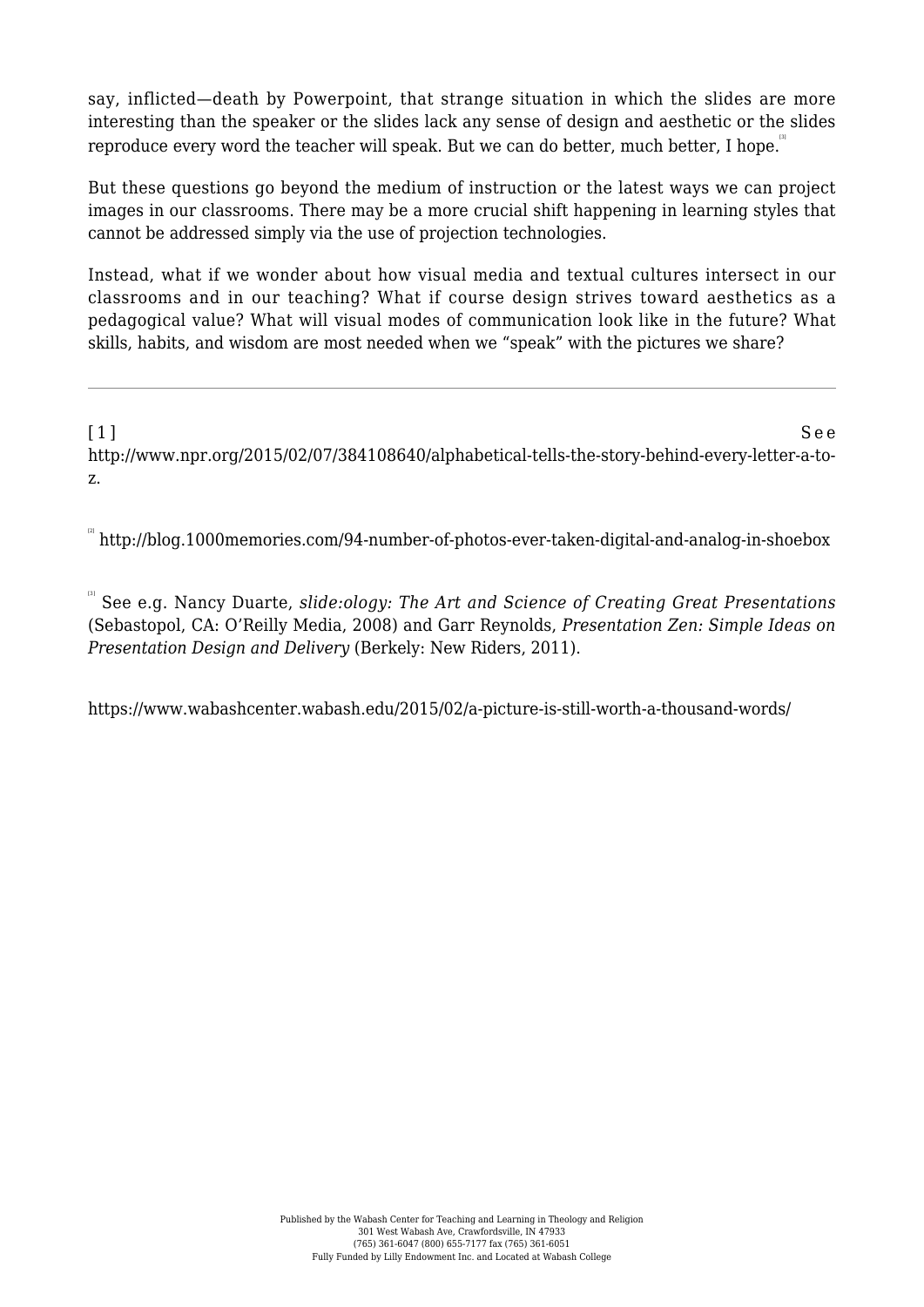say, inflicted—death by Powerpoint, that strange situation in which the slides are more interesting than the speaker or the slides lack any sense of design and aesthetic or the slides reproduce every word the teacher will speak. But we can do better, much better, I hope.[3]

But these questions go beyond the medium of instruction or the latest ways we can project images in our classrooms. There may be a more crucial shift happening in learning styles that cannot be addressed simply via the use of projection technologies.

Instead, what if we wonder about how visual media and textual cultures intersect in our classrooms and in our teaching? What if course design strives toward aesthetics as a pedagogical value? What will visual modes of communication look like in the future? What skills, habits, and wisdom are most needed when we "speak" with the pictures we share?

---

[1] See http://www.npr.org/2015/02/07/384108640/alphabetical-tells-the-story-behind-every-letter-a-to-z.

[2] http://blog.1000memories.com/94-number-of-photos-ever-taken-digital-and-analog-in-shoebox

[3] See e.g. Nancy Duarte, *slide:ology: The Art and Science of Creating Great Presentations* (Sebastopol, CA: O'Reilly Media, 2008) and Garr Reynolds, *Presentation Zen: Simple Ideas on Presentation Design and Delivery* (Berkely: New Riders, 2011).

https://www.wabashcenter.wabash.edu/2015/02/a-picture-is-still-worth-a-thousand-words/